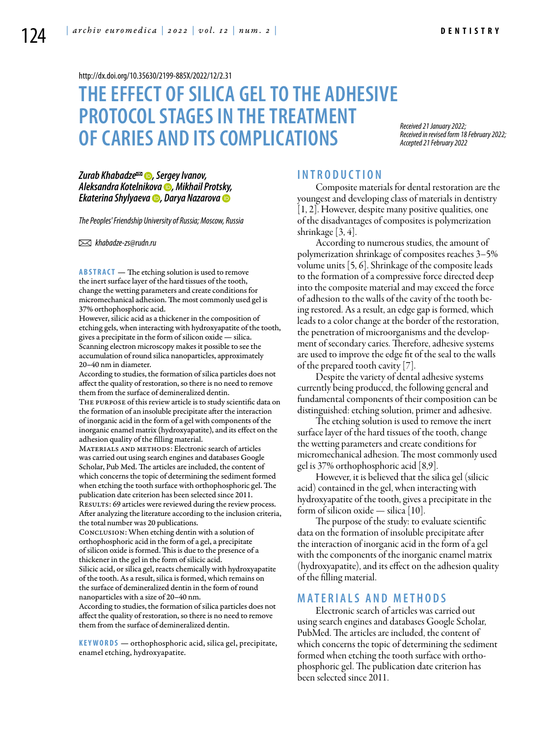http://dx.doi.org/10.35630/2199-885X/2022/12/2.31

# THE EFFECT OF SILICA GEL TO THE ADHESIVE PROTOCOL STAGES IN THE TREATMENT OF CARIES AND ITS COMPLICATIONS

*Received 21 January 2022;*
*Received in revised form 18 February 2022;*
*Accepted 21 February 2022*

***Zurab Khabadze✉, Sergey Ivanov, Aleksandra Kotelnikova, Mikhail Protsky, Ekaterina Shylyaeva, Darya Nazarova***

*The Peoples' Friendship University of Russia; Moscow, Russia*

✉ *khabadze-zs@rudn.ru*

**ABSTRACT** — The etching solution is used to remove the inert surface layer of the hard tissues of the tooth, change the wetting parameters and create conditions for micromechanical adhesion. The most commonly used gel is 37% orthophosphoric acid.
However, silicic acid as a thickener in the composition of etching gels, when interacting with hydroxyapatite of the tooth, gives a precipitate in the form of silicon oxide — silica. Scanning electron microscopy makes it possible to see the accumulation of round silica nanoparticles, approximately 20–40 nm in diameter.
According to studies, the formation of silica particles does not affect the quality of restoration, so there is no need to remove them from the surface of demineralized dentin.
The purpose of this review article is to study scientific data on the formation of an insoluble precipitate after the interaction of inorganic acid in the form of a gel with components of the inorganic enamel matrix (hydroxyapatite), and its effect on the adhesion quality of the filling material.
Materials and methods: Electronic search of articles was carried out using search engines and databases Google Scholar, Pub Med. The articles are included, the content of which concerns the topic of determining the sediment formed when etching the tooth surface with orthophosphoric gel. The publication date criterion has been selected since 2011.
Results: 69 articles were reviewed during the review process. After analyzing the literature according to the inclusion criteria, the total number was 20 publications.
Conclusion: When etching dentin with a solution of orthophosphoric acid in the form of a gel, a precipitate of silicon oxide is formed. This is due to the presence of a thickener in the gel in the form of silicic acid.
Silicic acid, or silica gel, reacts chemically with hydroxyapatite of the tooth. As a result, silica is formed, which remains on the surface of demineralized dentin in the form of round nanoparticles with a size of 20–40 nm.
According to studies, the formation of silica particles does not affect the quality of restoration, so there is no need to remove them from the surface of demineralized dentin.

**KEYWORDS** — orthophosphoric acid, silica gel, precipitate, enamel etching, hydroxyapatite.

## INTRODUCTION

Composite materials for dental restoration are the youngest and developing class of materials in dentistry [1, 2]. However, despite many positive qualities, one of the disadvantages of composites is polymerization shrinkage [3, 4].

According to numerous studies, the amount of polymerization shrinkage of composites reaches 3–5% volume units [5, 6]. Shrinkage of the composite leads to the formation of a compressive force directed deep into the composite material and may exceed the force of adhesion to the walls of the cavity of the tooth being restored. As a result, an edge gap is formed, which leads to a color change at the border of the restoration, the penetration of microorganisms and the development of secondary caries. Therefore, adhesive systems are used to improve the edge fit of the seal to the walls of the prepared tooth cavity [7].

Despite the variety of dental adhesive systems currently being produced, the following general and fundamental components of their composition can be distinguished: etching solution, primer and adhesive.

The etching solution is used to remove the inert surface layer of the hard tissues of the tooth, change the wetting parameters and create conditions for micromechanical adhesion. The most commonly used gel is 37% orthophosphoric acid [8,9].

However, it is believed that the silica gel (silicic acid) contained in the gel, when interacting with hydroxyapatite of the tooth, gives a precipitate in the form of silicon oxide — silica [10].

The purpose of the study: to evaluate scientific data on the formation of insoluble precipitate after the interaction of inorganic acid in the form of a gel with the components of the inorganic enamel matrix (hydroxyapatite), and its effect on the adhesion quality of the filling material.

## MATERIALS AND METHODS

Electronic search of articles was carried out using search engines and databases Google Scholar, PubMed. The articles are included, the content of which concerns the topic of determining the sediment formed when etching the tooth surface with orthophosphoric gel. The publication date criterion has been selected since 2011.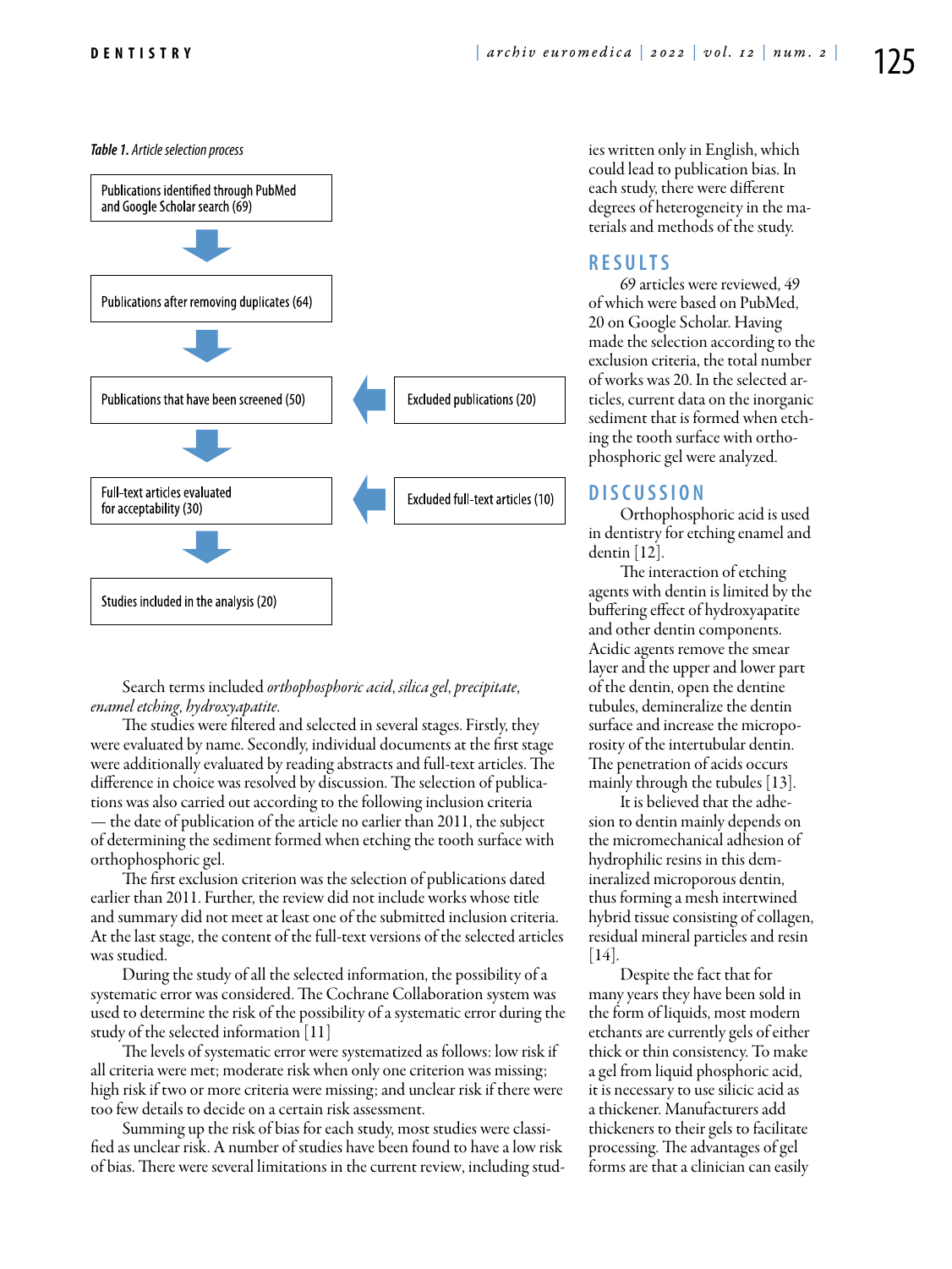*Table 1. Article selection process*

| Stage | Excluded |
|---|---|
| Publications identified through PubMed and Google Scholar search (69) | |
| Publications after removing duplicates (64) | |
| Publications that have been screened (50) | Excluded publications (20) |
| Full-text articles evaluated for acceptability (30) | Excluded full-text articles (10) |
| Studies included in the analysis (20) | |

Search terms included *orthophosphoric acid*, *silica gel*, *precipitate*, *enamel etching*, *hydroxyapatite*.

The studies were filtered and selected in several stages. Firstly, they were evaluated by name. Secondly, individual documents at the first stage were additionally evaluated by reading abstracts and full-text articles. The difference in choice was resolved by discussion. The selection of publications was also carried out according to the following inclusion criteria — the date of publication of the article no earlier than 2011, the subject of determining the sediment formed when etching the tooth surface with orthophosphoric gel.

The first exclusion criterion was the selection of publications dated earlier than 2011. Further, the review did not include works whose title and summary did not meet at least one of the submitted inclusion criteria. At the last stage, the content of the full-text versions of the selected articles was studied.

During the study of all the selected information, the possibility of a systematic error was considered. The Cochrane Collaboration system was used to determine the risk of the possibility of a systematic error during the study of the selected information [11]

The levels of systematic error were systematized as follows: low risk if all criteria were met; moderate risk when only one criterion was missing; high risk if two or more criteria were missing; and unclear risk if there were too few details to decide on a certain risk assessment.

Summing up the risk of bias for each study, most studies were classified as unclear risk. A number of studies have been found to have a low risk of bias. There were several limitations in the current review, including studies written only in English, which could lead to publication bias. In each study, there were different degrees of heterogeneity in the materials and methods of the study.

## RESULTS

69 articles were reviewed, 49 of which were based on PubMed, 20 on Google Scholar. Having made the selection according to the exclusion criteria, the total number of works was 20. In the selected articles, current data on the inorganic sediment that is formed when etching the tooth surface with orthophosphoric gel were analyzed.

## DISCUSSION

Orthophosphoric acid is used in dentistry for etching enamel and dentin [12].

The interaction of etching agents with dentin is limited by the buffering effect of hydroxyapatite and other dentin components. Acidic agents remove the smear layer and the upper and lower part of the dentin, open the dentine tubules, demineralize the dentin surface and increase the microporosity of the intertubular dentin. The penetration of acids occurs mainly through the tubules [13].

It is believed that the adhesion to dentin mainly depends on the micromechanical adhesion of hydrophilic resins in this demineralized microporous dentin, thus forming a mesh intertwined hybrid tissue consisting of collagen, residual mineral particles and resin [14].

Despite the fact that for many years they have been sold in the form of liquids, most modern etchants are currently gels of either thick or thin consistency. To make a gel from liquid phosphoric acid, it is necessary to use silicic acid as a thickener. Manufacturers add thickeners to their gels to facilitate processing. The advantages of gel forms are that a clinician can easily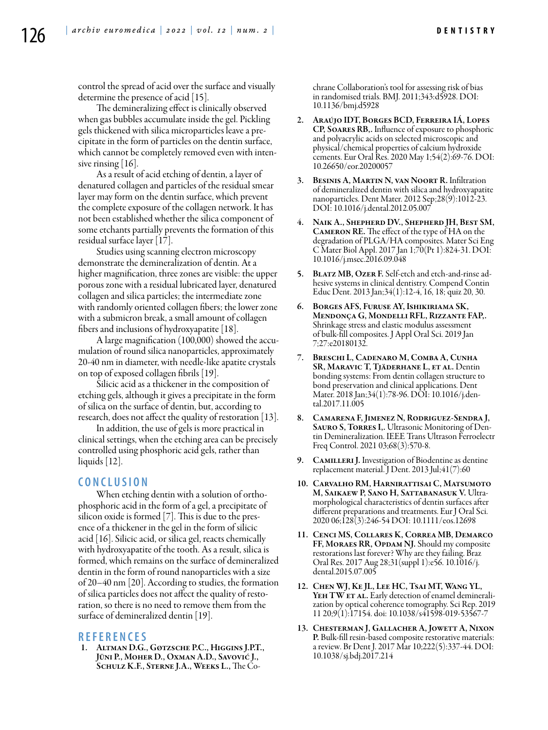control the spread of acid over the surface and visually determine the presence of acid [15].

The demineralizing effect is clinically observed when gas bubbles accumulate inside the gel. Pickling gels thickened with silica microparticles leave a precipitate in the form of particles on the dentin surface, which cannot be completely removed even with intensive rinsing [16].

As a result of acid etching of dentin, a layer of denatured collagen and particles of the residual smear layer may form on the dentin surface, which prevent the complete exposure of the collagen network. It has not been established whether the silica component of some etchants partially prevents the formation of this residual surface layer [17].

Studies using scanning electron microscopy demonstrate the demineralization of dentin. At a higher magnification, three zones are visible: the upper porous zone with a residual lubricated layer, denatured collagen and silica particles; the intermediate zone with randomly oriented collagen fibers; the lower zone with a submicron break, a small amount of collagen fibers and inclusions of hydroxyapatite [18].

A large magnification (100,000) showed the accumulation of round silica nanoparticles, approximately 20-40 nm in diameter, with needle-like apatite crystals on top of exposed collagen fibrils [19].

Silicic acid as a thickener in the composition of etching gels, although it gives a precipitate in the form of silica on the surface of dentin, but, according to research, does not affect the quality of restoration [13].

In addition, the use of gels is more practical in clinical settings, when the etching area can be precisely controlled using phosphoric acid gels, rather than liquids [12].

## CONCLUSION

When etching dentin with a solution of orthophosphoric acid in the form of a gel, a precipitate of silicon oxide is formed [7]. This is due to the presence of a thickener in the gel in the form of silicic acid [16]. Silicic acid, or silica gel, reacts chemically with hydroxyapatite of the tooth. As a result, silica is formed, which remains on the surface of demineralized dentin in the form of round nanoparticles with a size of 20–40 nm [20]. According to studies, the formation of silica particles does not affect the quality of restoration, so there is no need to remove them from the surface of demineralized dentin [19].

## REFERENCES

1. **Altman D.G., Gøtzsche P.C., Higgins J.P.T., Jüni P., Moher D., Oxman A.D., Savović J., Schulz K.F., Sterne J.A., Weeks L.**, The Cochrane Collaboration's tool for assessing risk of bias in randomised trials. BMJ. 2011;343:d5928. DOI: 10.1136/bmj.d5928
2. **Araújo IDT, Borges BCD, Ferreira IÁ, Lopes CP, Soares RB,.** Influence of exposure to phosphoric and polyacrylic acids on selected microscopic and physical/chemical properties of calcium hydroxide cements. Eur Oral Res. 2020 May 1;54(2):69-76. DOI: 10.26650/eor.20200057
3. **Besinis A, Martin N, van Noort R.** Infiltration of demineralized dentin with silica and hydroxyapatite nanoparticles. Dent Mater. 2012 Sep;28(9):1012-23. DOI: 10.1016/j.dental.2012.05.007
4. **Naik A., Shepherd DV., Shepherd JH, Best SM, Cameron RE.** The effect of the type of HA on the degradation of PLGA/HA composites. Mater Sci Eng C Mater Biol Appl. 2017 Jan 1;70(Pt 1):824-31. DOI: 10.1016/j.msec.2016.09.048
5. **Blatz MB, Ozer F.** Self-etch and etch-and-rinse adhesive systems in clinical dentistry. Compend Contin Educ Dent. 2013 Jan;34(1):12-4, 16, 18; quiz 20, 30.
6. **Borges AFS, Furuse AY, Ishikiriama SK, Mendonça G, Mondelli RFL, Rizzante FAP,.** Shrinkage stress and elastic modulus assessment of bulk-fill composites. J Appl Oral Sci. 2019 Jan 7;27:e20180132.
7. **Breschi L, Cadenaro M, Comba A, Cunha SR, Maravic T, Tjäderhane L, et al.** Dentin bonding systems: From dentin collagen structure to bond preservation and clinical applications. Dent Mater. 2018 Jan;34(1):78-96. DOI: 10.1016/j.dental.2017.11.005
8. **Camarena F, Jimenez N, Rodriguez-Sendra J, Sauro S, Torres I,.** Ultrasonic Monitoring of Dentin Demineralization. IEEE Trans Ultrason Ferroelectr Freq Control. 2021 03;68(3):570-8.
9. **Camilleri J.** Investigation of Biodentine as dentine replacement material. J Dent. 2013 Jul;41(7):60
10. **Carvalho RM, Harnirattisai C, Matsumoto M, Saikaew P, Sano H, Sattabanasuk V.** Ultramorphological characteristics of dentin surfaces after different preparations and treatments. Eur J Oral Sci. 2020 06;128(3):246-54 DOI: 10.1111/eos.12698
11. **Cenci MS, Collares K, Correa MB, Demarco FF, Moraes RR, Opdam NJ.** Should my composite restorations last forever? Why are they failing. Braz Oral Res. 2017 Aug 28;31(suppl 1):e56. 10.1016/j.dental.2015.07.005
12. **Chen WJ, Ke JL, Lee HC, Tsai MT, Wang YL, Yeh TW et al.** Early detection of enamel demineralization by optical coherence tomography. Sci Rep. 2019 11 20;9(1):17154. doi: 10.1038/s41598-019-53567-7
13. **Chesterman J, Gallacher A, Jowett A, Nixon P.** Bulk-fill resin-based composite restorative materials: a review. Br Dent J. 2017 Mar 10;222(5):337-44. DOI: 10.1038/sj.bdj.2017.214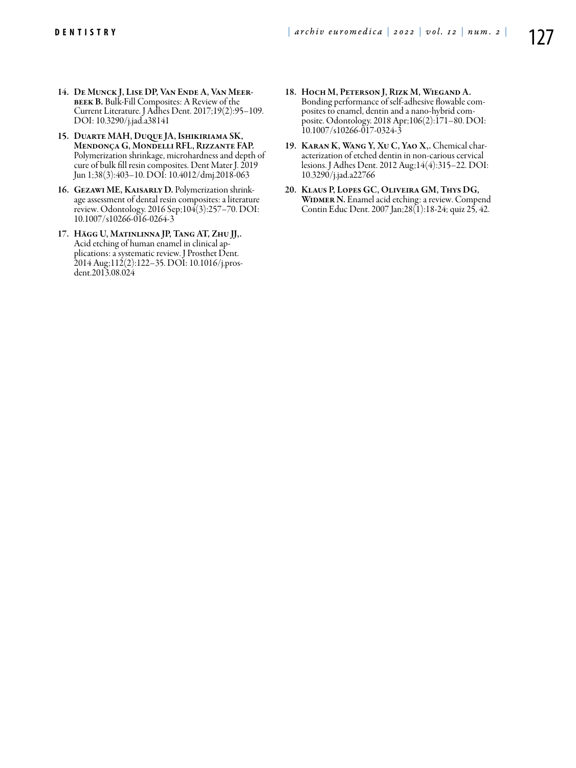14. **De Munck J, Lise DP, Van Ende A, Van Meerbeek B.** Bulk-Fill Composites: A Review of the Current Literature. J Adhes Dent. 2017;19(2):95–109. DOI: 10.3290/j.jad.a38141
15. **Duarte MAH, Duque JA, Ishikiriama SK, Mendonça G, Mondelli RFL, Rizzante FAP.** Polymerization shrinkage, microhardness and depth of cure of bulk fill resin composites. Dent Mater J. 2019 Jun 1;38(3):403–10. DOI: 10.4012/dmj.2018-063
16. **Gezawi ME, Kaisarly D.** Polymerization shrinkage assessment of dental resin composites: a literature review. Odontology. 2016 Sep;104(3):257–70. DOI: 10.1007/s10266-016-0264-3
17. **Hägg U, Matinlinna JP, Tang AT, Zhu JJ,.** Acid etching of human enamel in clinical applications: a systematic review. J Prosthet Dent. 2014 Aug;112(2):122–35. DOI: 10.1016/j.prosdent.2013.08.024
18. **Hoch M, Peterson J, Rizk M, Wiegand A.** Bonding performance of self-adhesive flowable composites to enamel, dentin and a nano-hybrid composite. Odontology. 2018 Apr;106(2):171–80. DOI: 10.1007/s10266-017-0324-3
19. **Karan K, Wang Y, Xu C, Yao X,.** Chemical characterization of etched dentin in non-carious cervical lesions. J Adhes Dent. 2012 Aug;14(4):315–22. DOI: 10.3290/j.jad.a22766
20. **Klaus P, Lopes GC, Oliveira GM, Thys DG, Widmer N.** Enamel acid etching: a review. Compend Contin Educ Dent. 2007 Jan;28(1):18-24; quiz 25, 42.